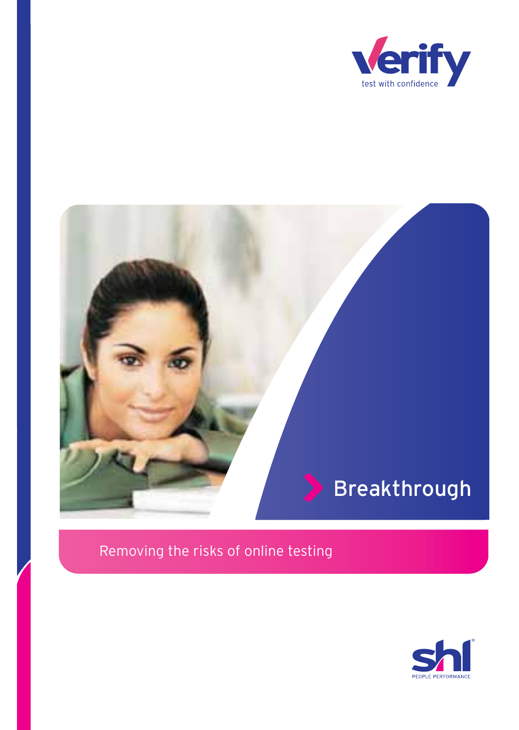verify

test with confidence

# Breakthrough

Removing the risks of online testing

shl

PEOPLE PERFORMANCE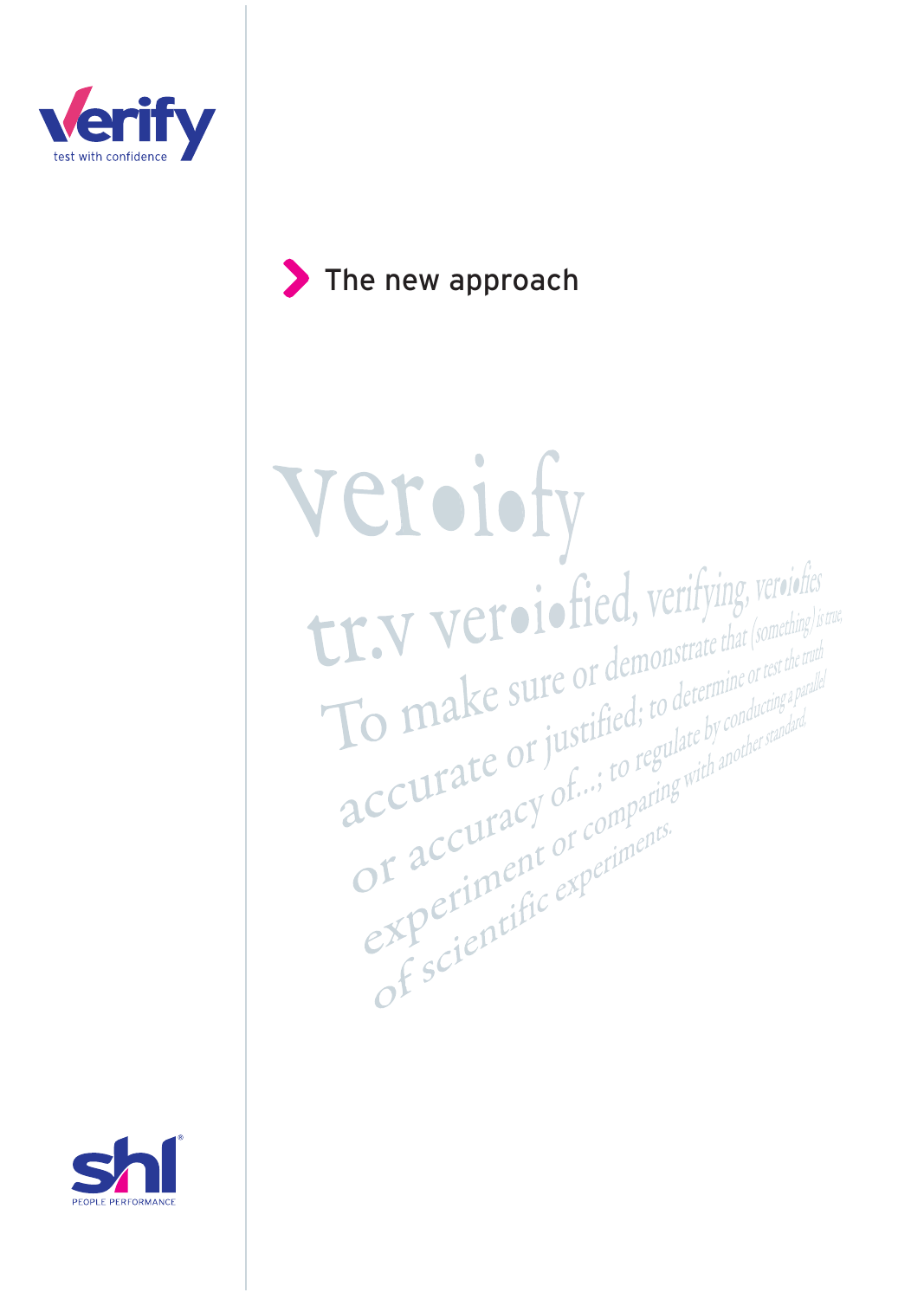Verify

test with confidence

# The new approach

ver•i•fy

tr.v ver•i•fied, verifying, ver•i•fies

To make sure or demonstrate that (something) is true, accurate or justified; to determine or test the truth or accuracy of...; to regulate by conducting a parallel experiment or comparing with another standard, of scientific experiments.

shl

PEOPLE PERFORMANCE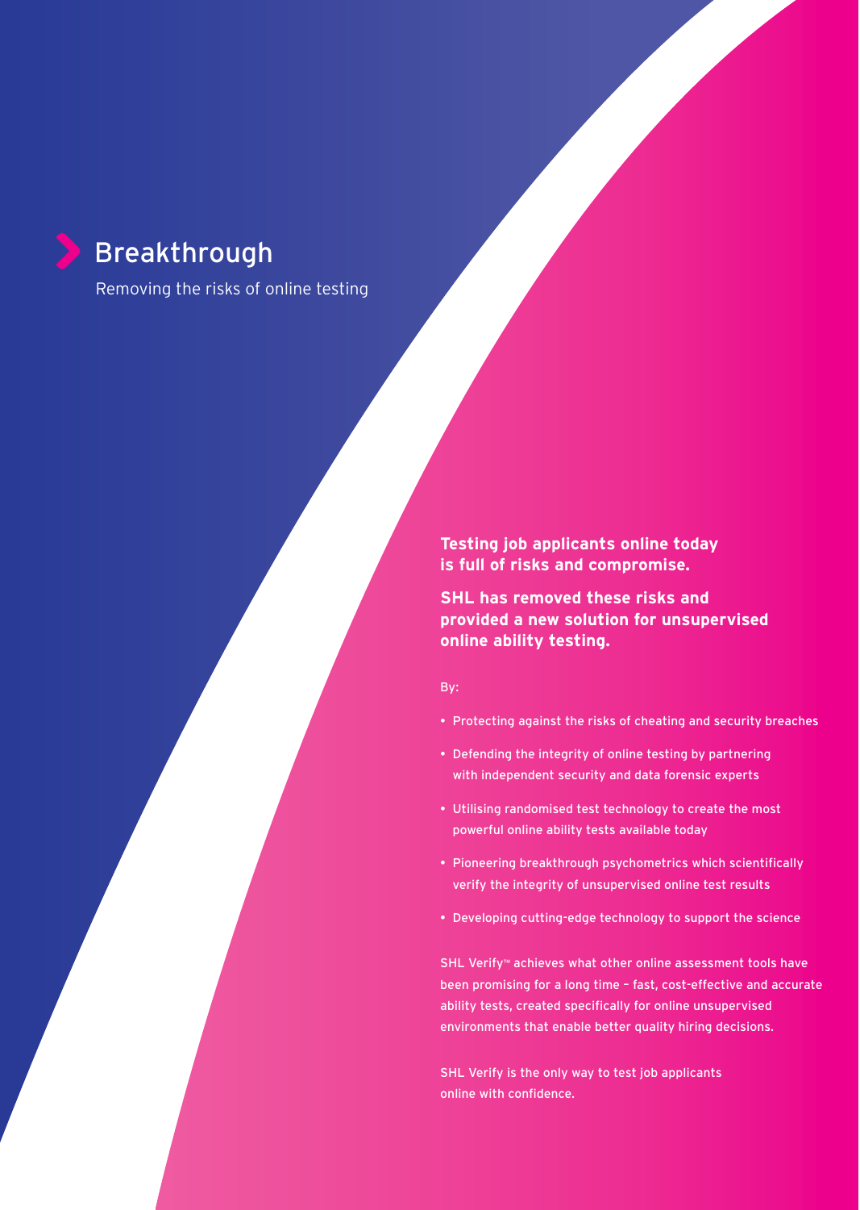# Breakthrough

Removing the risks of online testing

**Testing job applicants online today is full of risks and compromise.**

**SHL has removed these risks and provided a new solution for unsupervised online ability testing.**

By:

- Protecting against the risks of cheating and security breaches
- Defending the integrity of online testing by partnering with independent security and data forensic experts
- Utilising randomised test technology to create the most powerful online ability tests available today
- Pioneering breakthrough psychometrics which scientifically verify the integrity of unsupervised online test results
- Developing cutting-edge technology to support the science

SHL Verify™ achieves what other online assessment tools have been promising for a long time – fast, cost-effective and accurate ability tests, created specifically for online unsupervised environments that enable better quality hiring decisions.

SHL Verify is the only way to test job applicants online with confidence.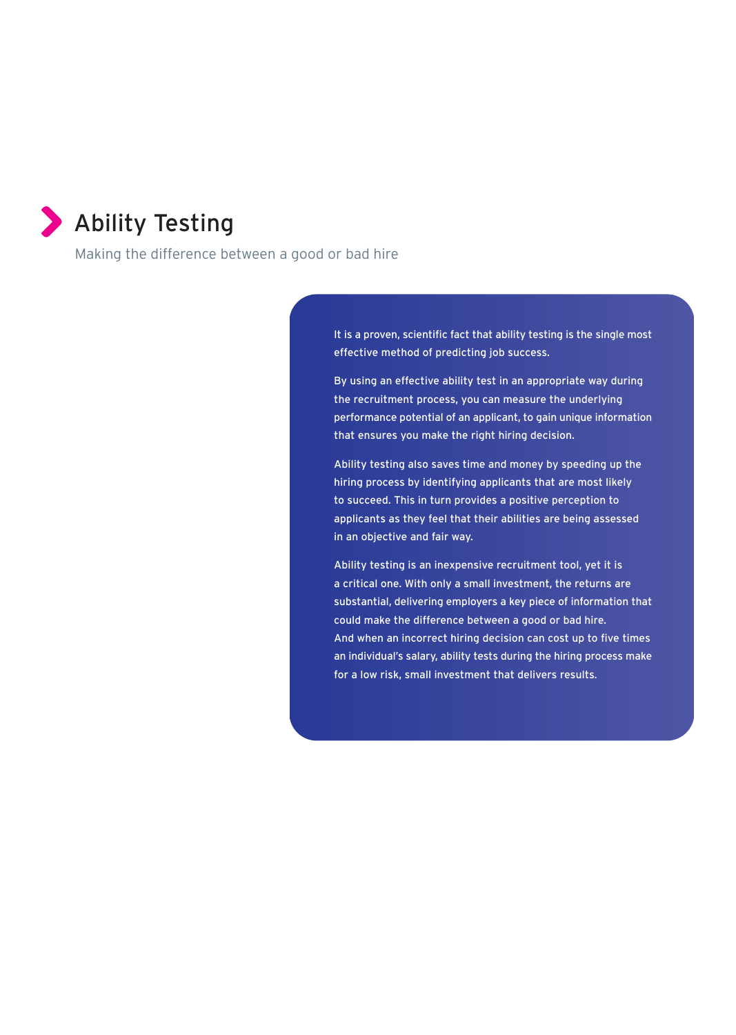# Ability Testing

Making the difference between a good or bad hire

It is a proven, scientific fact that ability testing is the single most effective method of predicting job success.

By using an effective ability test in an appropriate way during the recruitment process, you can measure the underlying performance potential of an applicant, to gain unique information that ensures you make the right hiring decision.

Ability testing also saves time and money by speeding up the hiring process by identifying applicants that are most likely to succeed. This in turn provides a positive perception to applicants as they feel that their abilities are being assessed in an objective and fair way.

Ability testing is an inexpensive recruitment tool, yet it is a critical one. With only a small investment, the returns are substantial, delivering employers a key piece of information that could make the difference between a good or bad hire. And when an incorrect hiring decision can cost up to five times an individual's salary, ability tests during the hiring process make for a low risk, small investment that delivers results.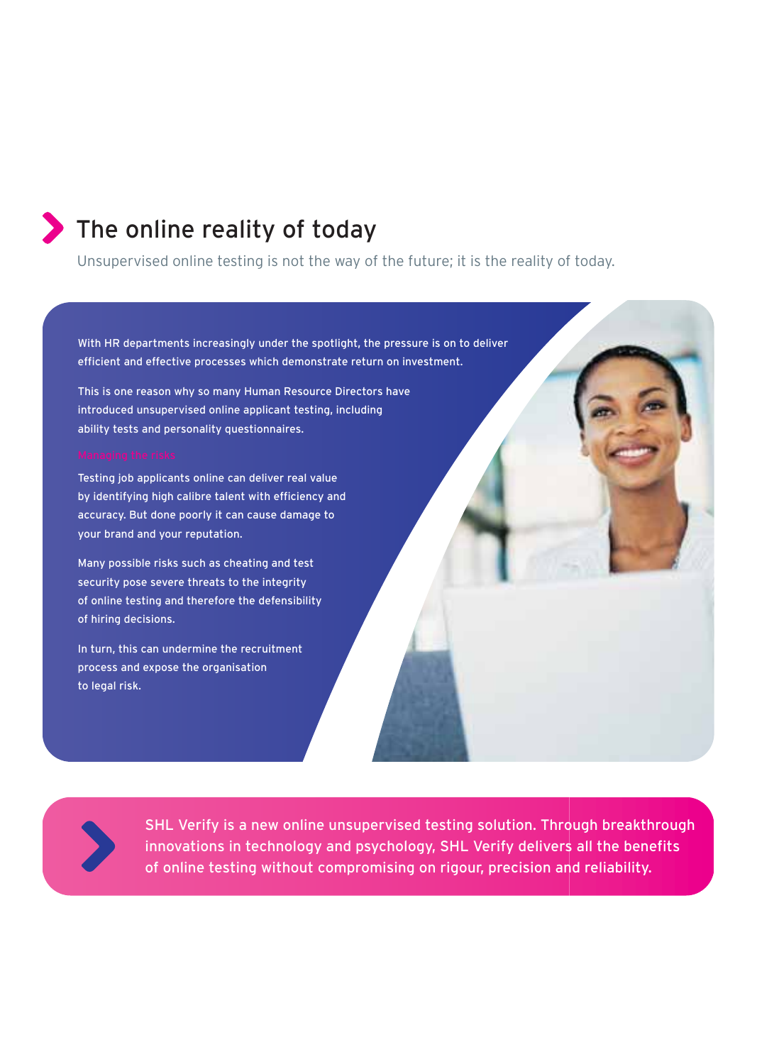## The online reality of today

Unsupervised online testing is not the way of the future; it is the reality of today.

With HR departments increasingly under the spotlight, the pressure is on to deliver efficient and effective processes which demonstrate return on investment.

This is one reason why so many Human Resource Directors have introduced unsupervised online applicant testing, including ability tests and personality questionnaires.

### Managing the risks

Testing job applicants online can deliver real value by identifying high calibre talent with efficiency and accuracy. But done poorly it can cause damage to your brand and your reputation.

Many possible risks such as cheating and test security pose severe threats to the integrity of online testing and therefore the defensibility of hiring decisions.

In turn, this can undermine the recruitment process and expose the organisation to legal risk.

SHL Verify is a new online unsupervised testing solution. Through breakthrough innovations in technology and psychology, SHL Verify delivers all the benefits of online testing without compromising on rigour, precision and reliability.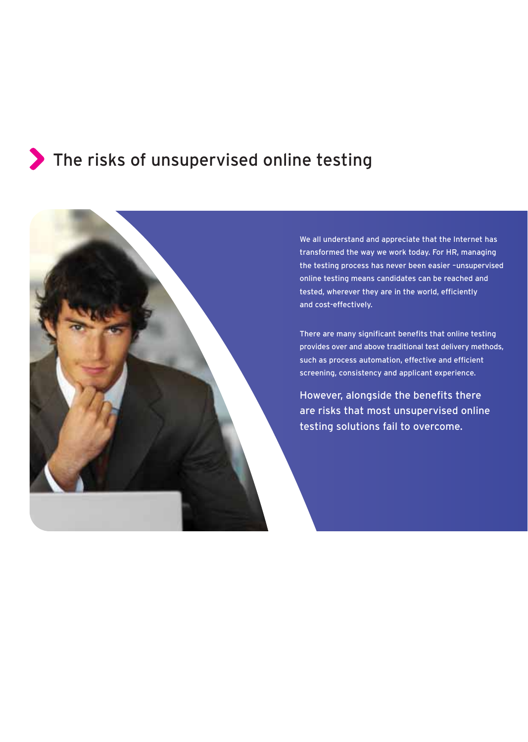# The risks of unsupervised online testing

We all understand and appreciate that the Internet has transformed the way we work today. For HR, managing the testing process has never been easier –unsupervised online testing means candidates can be reached and tested, wherever they are in the world, efficiently and cost-effectively.

There are many significant benefits that online testing provides over and above traditional test delivery methods, such as process automation, effective and efficient screening, consistency and applicant experience.

**However, alongside the benefits there are risks that most unsupervised online testing solutions fail to overcome.**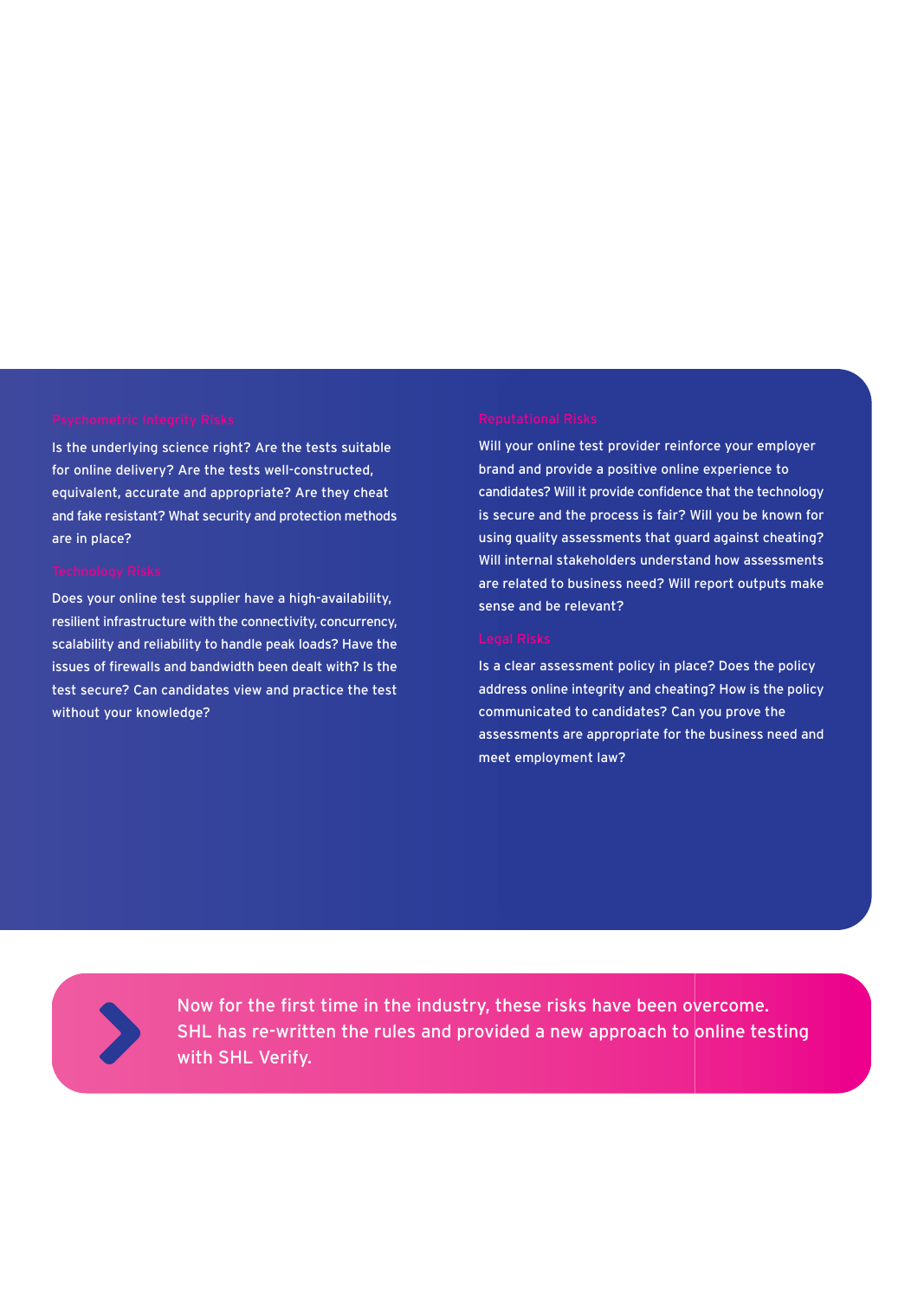### Psychometric Integrity Risks

Is the underlying science right? Are the tests suitable for online delivery? Are the tests well-constructed, equivalent, accurate and appropriate? Are they cheat and fake resistant? What security and protection methods are in place?

### Technology Risks

Does your online test supplier have a high-availability, resilient infrastructure with the connectivity, concurrency, scalability and reliability to handle peak loads? Have the issues of firewalls and bandwidth been dealt with? Is the test secure? Can candidates view and practice the test without your knowledge?

### Reputational Risks

Will your online test provider reinforce your employer brand and provide a positive online experience to candidates? Will it provide confidence that the technology is secure and the process is fair? Will you be known for using quality assessments that guard against cheating? Will internal stakeholders understand how assessments are related to business need? Will report outputs make sense and be relevant?

### Legal Risks

Is a clear assessment policy in place? Does the policy address online integrity and cheating? How is the policy communicated to candidates? Can you prove the assessments are appropriate for the business need and meet employment law?

Now for the first time in the industry, these risks have been overcome. SHL has re-written the rules and provided a new approach to online testing with SHL Verify.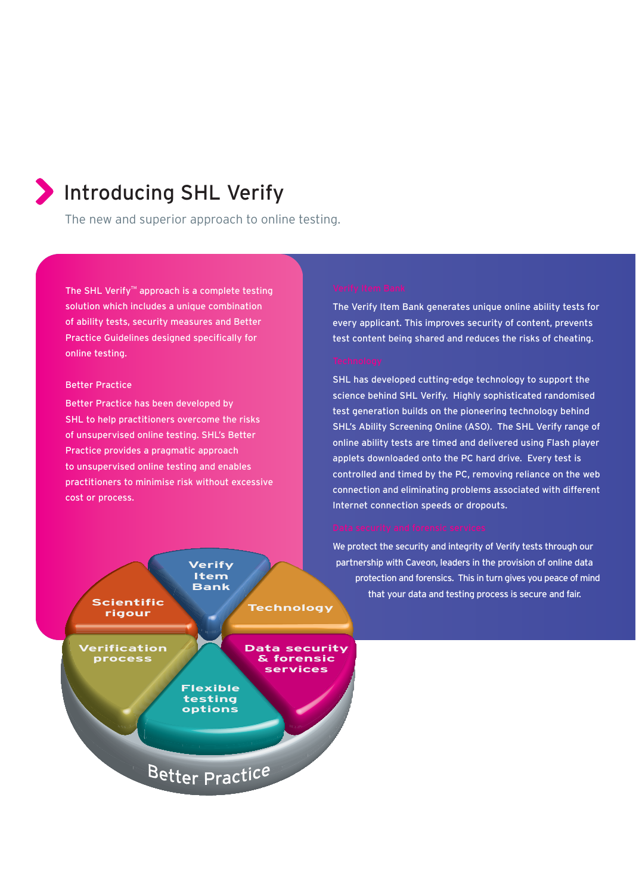# Introducing SHL Verify

The new and superior approach to online testing.

The SHL Verify™ approach is a complete testing solution which includes a unique combination of ability tests, security measures and Better Practice Guidelines designed specifically for online testing.

### Better Practice

Better Practice has been developed by SHL to help practitioners overcome the risks of unsupervised online testing. SHL's Better Practice provides a pragmatic approach to unsupervised online testing and enables practitioners to minimise risk without excessive cost or process.

### Verify Item Bank

The Verify Item Bank generates unique online ability tests for every applicant. This improves security of content, prevents test content being shared and reduces the risks of cheating.

### Technology

SHL has developed cutting-edge technology to support the science behind SHL Verify. Highly sophisticated randomised test generation builds on the pioneering technology behind SHL's Ability Screening Online (ASO). The SHL Verify range of online ability tests are timed and delivered using Flash player applets downloaded onto the PC hard drive. Every test is controlled and timed by the PC, removing reliance on the web connection and eliminating problems associated with different Internet connection speeds or dropouts.

### Data security and forensic services

We protect the security and integrity of Verify tests through our partnership with Caveon, leaders in the provision of online data protection and forensics. This in turn gives you peace of mind that your data and testing process is secure and fair.

Verify Item Bank
Scientific rigour
Technology
Verification process
Data security & forensic services
Flexible testing options
Better Practice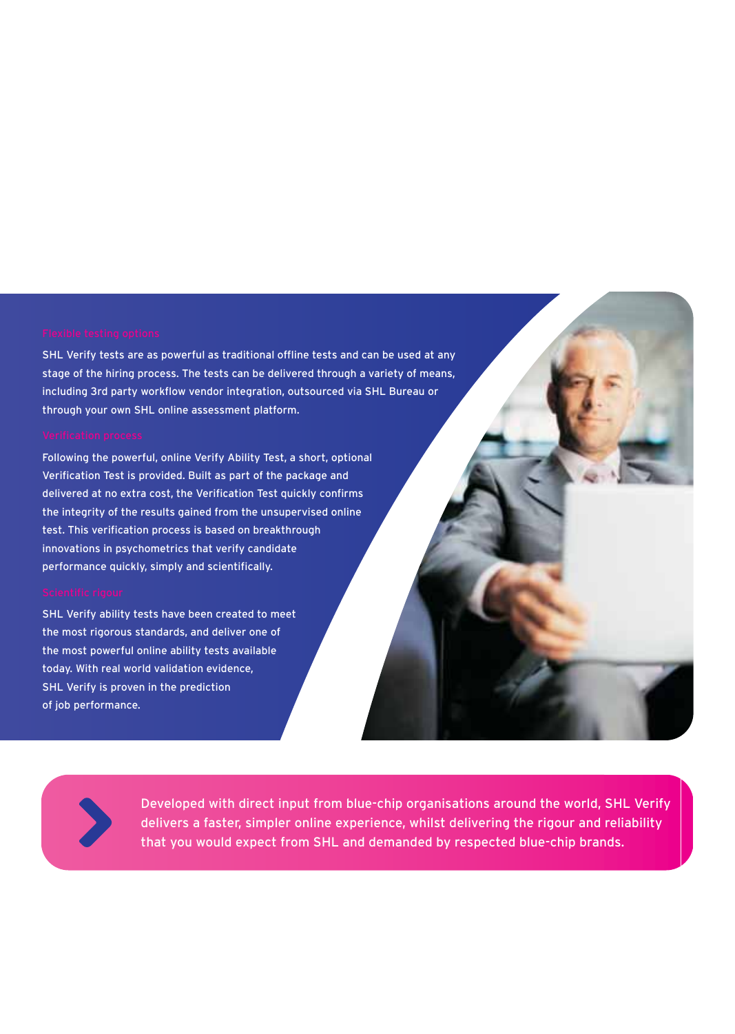### Flexible testing options

SHL Verify tests are as powerful as traditional offline tests and can be used at any stage of the hiring process. The tests can be delivered through a variety of means, including 3rd party workflow vendor integration, outsourced via SHL Bureau or through your own SHL online assessment platform.

### Verification process

Following the powerful, online Verify Ability Test, a short, optional Verification Test is provided. Built as part of the package and delivered at no extra cost, the Verification Test quickly confirms the integrity of the results gained from the unsupervised online test. This verification process is based on breakthrough innovations in psychometrics that verify candidate performance quickly, simply and scientifically.

### Scientific rigour

SHL Verify ability tests have been created to meet the most rigorous standards, and deliver one of the most powerful online ability tests available today. With real world validation evidence, SHL Verify is proven in the prediction of job performance.

Developed with direct input from blue-chip organisations around the world, SHL Verify delivers a faster, simpler online experience, whilst delivering the rigour and reliability that you would expect from SHL and demanded by respected blue-chip brands.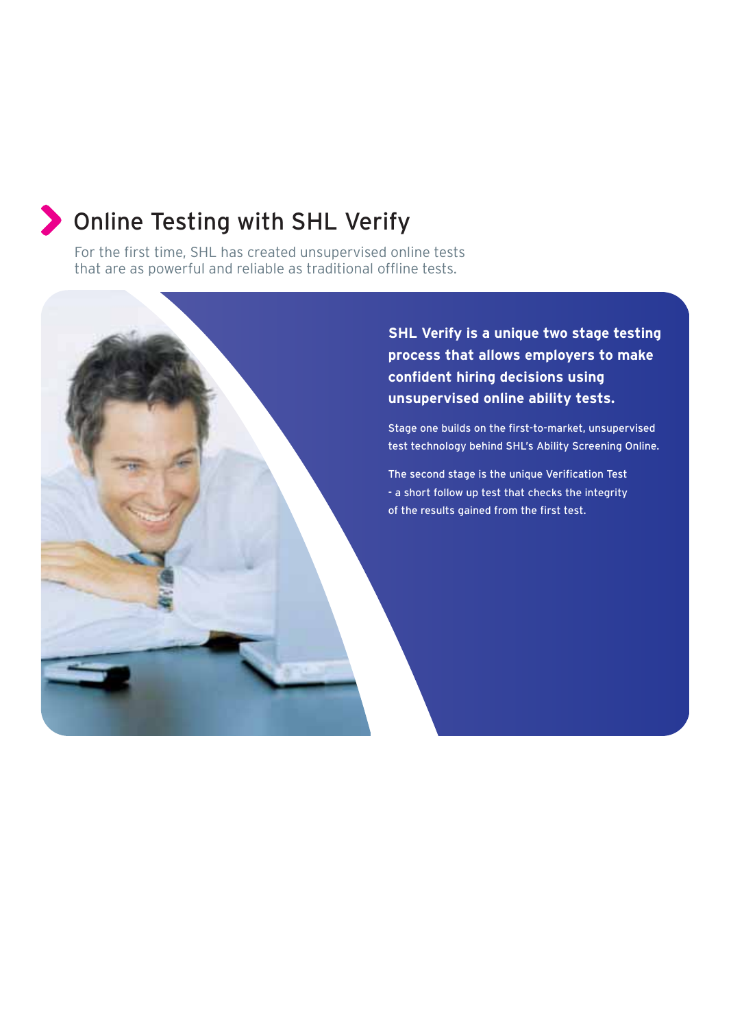# Online Testing with SHL Verify

For the first time, SHL has created unsupervised online tests that are as powerful and reliable as traditional offline tests.

**SHL Verify is a unique two stage testing process that allows employers to make confident hiring decisions using unsupervised online ability tests.**

Stage one builds on the first-to-market, unsupervised test technology behind SHL's Ability Screening Online.

The second stage is the unique Verification Test - a short follow up test that checks the integrity of the results gained from the first test.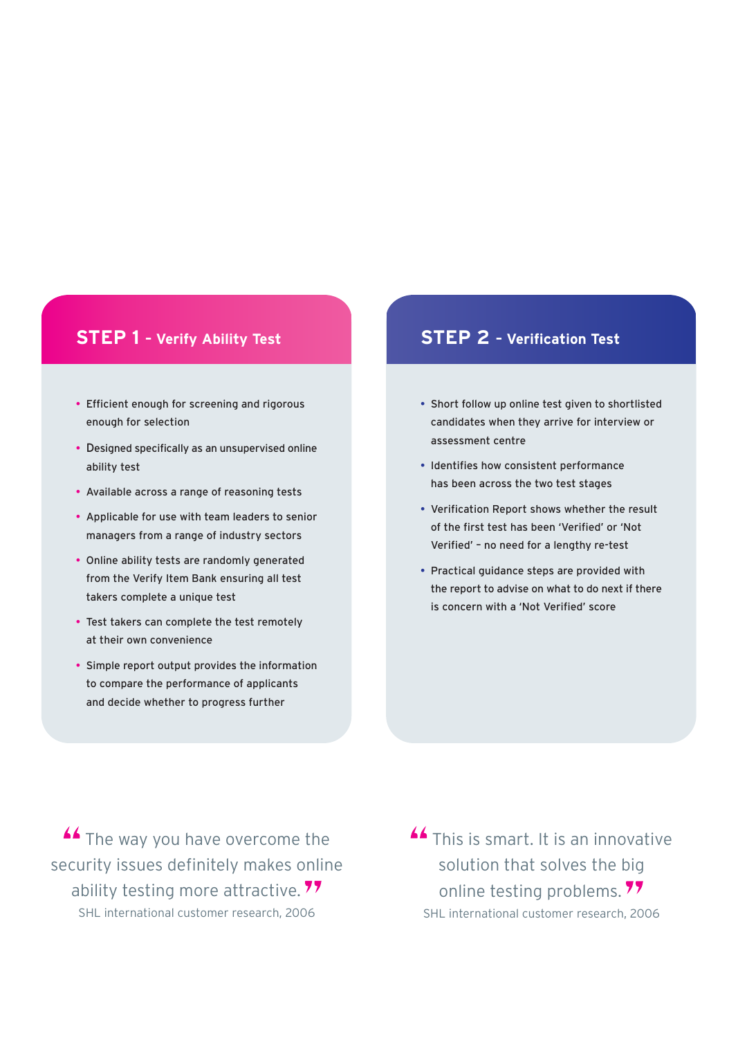## STEP 1 - Verify Ability Test

- Efficient enough for screening and rigorous enough for selection
- Designed specifically as an unsupervised online ability test
- Available across a range of reasoning tests
- Applicable for use with team leaders to senior managers from a range of industry sectors
- Online ability tests are randomly generated from the Verify Item Bank ensuring all test takers complete a unique test
- Test takers can complete the test remotely at their own convenience
- Simple report output provides the information to compare the performance of applicants and decide whether to progress further

## STEP 2 - Verification Test

- Short follow up online test given to shortlisted candidates when they arrive for interview or assessment centre
- Identifies how consistent performance has been across the two test stages
- Verification Report shows whether the result of the first test has been 'Verified' or 'Not Verified' – no need for a lengthy re-test
- Practical guidance steps are provided with the report to advise on what to do next if there is concern with a 'Not Verified' score

> "The way you have overcome the security issues definitely makes online ability testing more attractive."
>
> SHL international customer research, 2006

> "This is smart. It is an innovative solution that solves the big online testing problems."
>
> SHL international customer research, 2006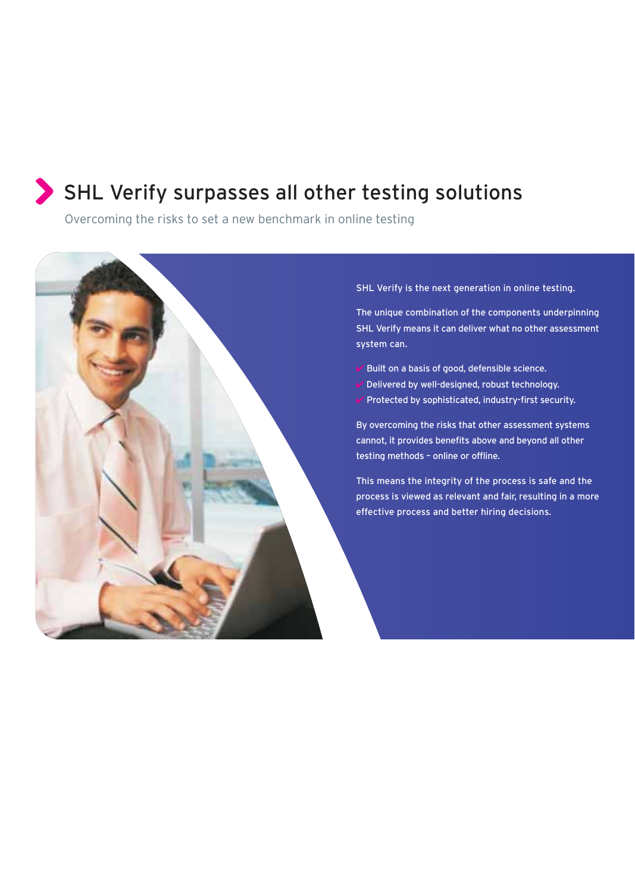# SHL Verify surpasses all other testing solutions

Overcoming the risks to set a new benchmark in online testing

SHL Verify is the next generation in online testing.

The unique combination of the components underpinning SHL Verify means it can deliver what no other assessment system can.

- ✔ Built on a basis of good, defensible science.
- ✔ Delivered by well-designed, robust technology.
- ✔ Protected by sophisticated, industry-first security.

By overcoming the risks that other assessment systems cannot, it provides benefits above and beyond all other testing methods – online or offline.

This means the integrity of the process is safe and the process is viewed as relevant and fair, resulting in a more effective process and better hiring decisions.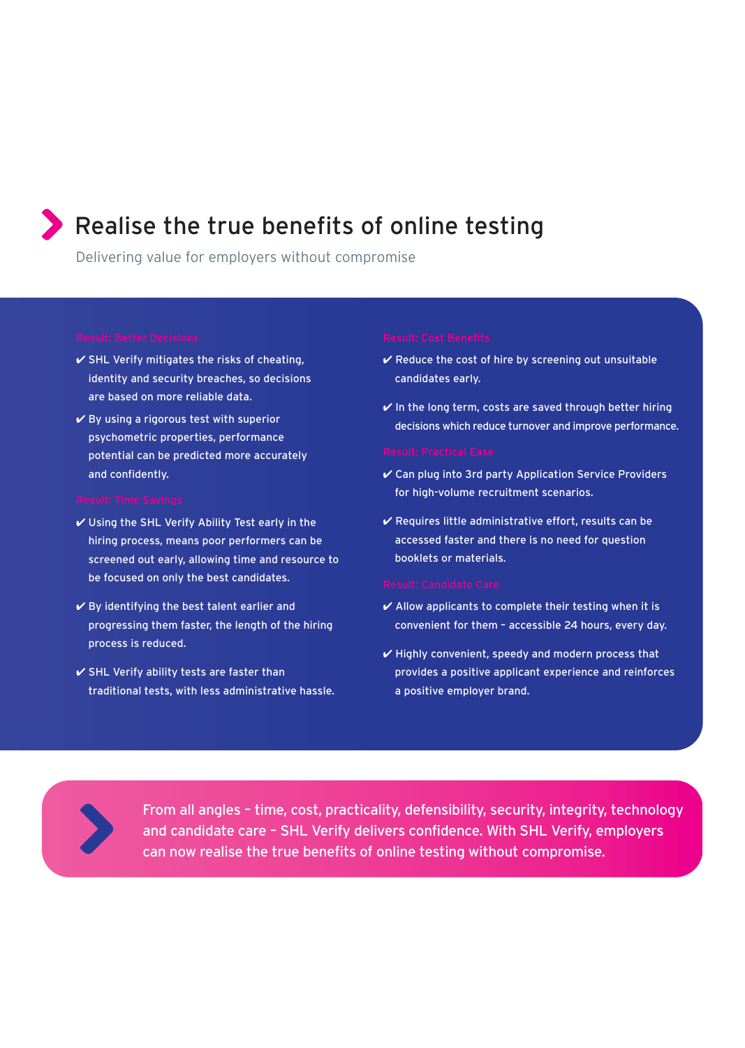# Realise the true benefits of online testing

Delivering value for employers without compromise

### Result: Better Decisions

- ✔ SHL Verify mitigates the risks of cheating, identity and security breaches, so decisions are based on more reliable data.
- ✔ By using a rigorous test with superior psychometric properties, performance potential can be predicted more accurately and confidently.

### Result: Time Savings

- ✔ Using the SHL Verify Ability Test early in the hiring process, means poor performers can be screened out early, allowing time and resource to be focused on only the best candidates.
- ✔ By identifying the best talent earlier and progressing them faster, the length of the hiring process is reduced.
- ✔ SHL Verify ability tests are faster than traditional tests, with less administrative hassle.

### Result: Cost Benefits

- ✔ Reduce the cost of hire by screening out unsuitable candidates early.
- ✔ In the long term, costs are saved through better hiring decisions which reduce turnover and improve performance.

### Result: Practical Ease

- ✔ Can plug into 3rd party Application Service Providers for high-volume recruitment scenarios.
- ✔ Requires little administrative effort, results can be accessed faster and there is no need for question booklets or materials.

### Result: Candidate Care

- ✔ Allow applicants to complete their testing when it is convenient for them – accessible 24 hours, every day.
- ✔ Highly convenient, speedy and modern process that provides a positive applicant experience and reinforces a positive employer brand.

From all angles – time, cost, practicality, defensibility, security, integrity, technology and candidate care – SHL Verify delivers confidence. With SHL Verify, employers can now realise the true benefits of online testing without compromise.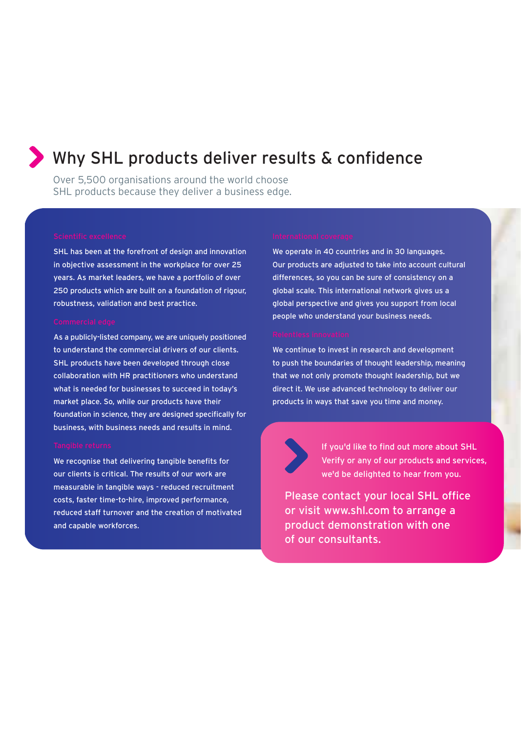# Why SHL products deliver results & confidence

Over 5,500 organisations around the world choose SHL products because they deliver a business edge.

### Scientific excellence

SHL has been at the forefront of design and innovation in objective assessment in the workplace for over 25 years. As market leaders, we have a portfolio of over 250 products which are built on a foundation of rigour, robustness, validation and best practice.

### Commercial edge

As a publicly-listed company, we are uniquely positioned to understand the commercial drivers of our clients. SHL products have been developed through close collaboration with HR practitioners who understand what is needed for businesses to succeed in today's market place. So, while our products have their foundation in science, they are designed specifically for business, with business needs and results in mind.

### Tangible returns

We recognise that delivering tangible benefits for our clients is critical. The results of our work are measurable in tangible ways - reduced recruitment costs, faster time-to-hire, improved performance, reduced staff turnover and the creation of motivated and capable workforces.

### International coverage

We operate in 40 countries and in 30 languages. Our products are adjusted to take into account cultural differences, so you can be sure of consistency on a global scale. This international network gives us a global perspective and gives you support from local people who understand your business needs.

### Relentless innovation

We continue to invest in research and development to push the boundaries of thought leadership, meaning that we not only promote thought leadership, but we direct it. We use advanced technology to deliver our products in ways that save you time and money.

If you'd like to find out more about SHL Verify or any of our products and services, we'd be delighted to hear from you.

**Please contact your local SHL office or visit www.shl.com to arrange a product demonstration with one of our consultants.**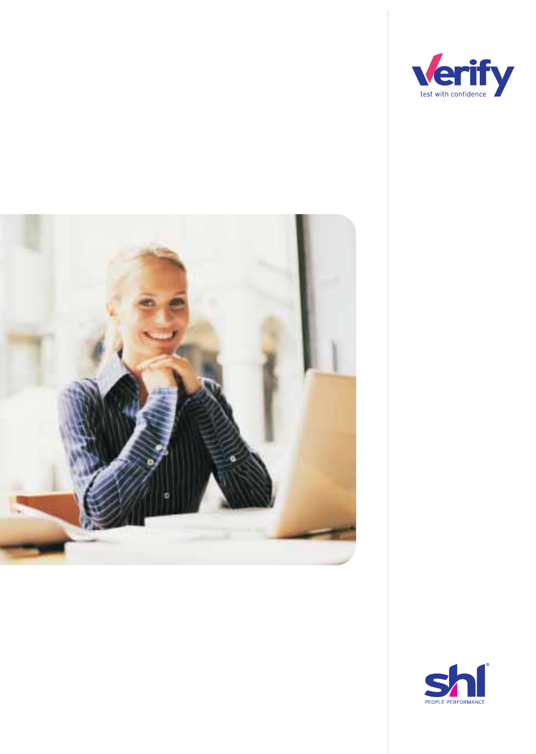Verify

test with confidence

shl

PEOPLE PERFORMANCE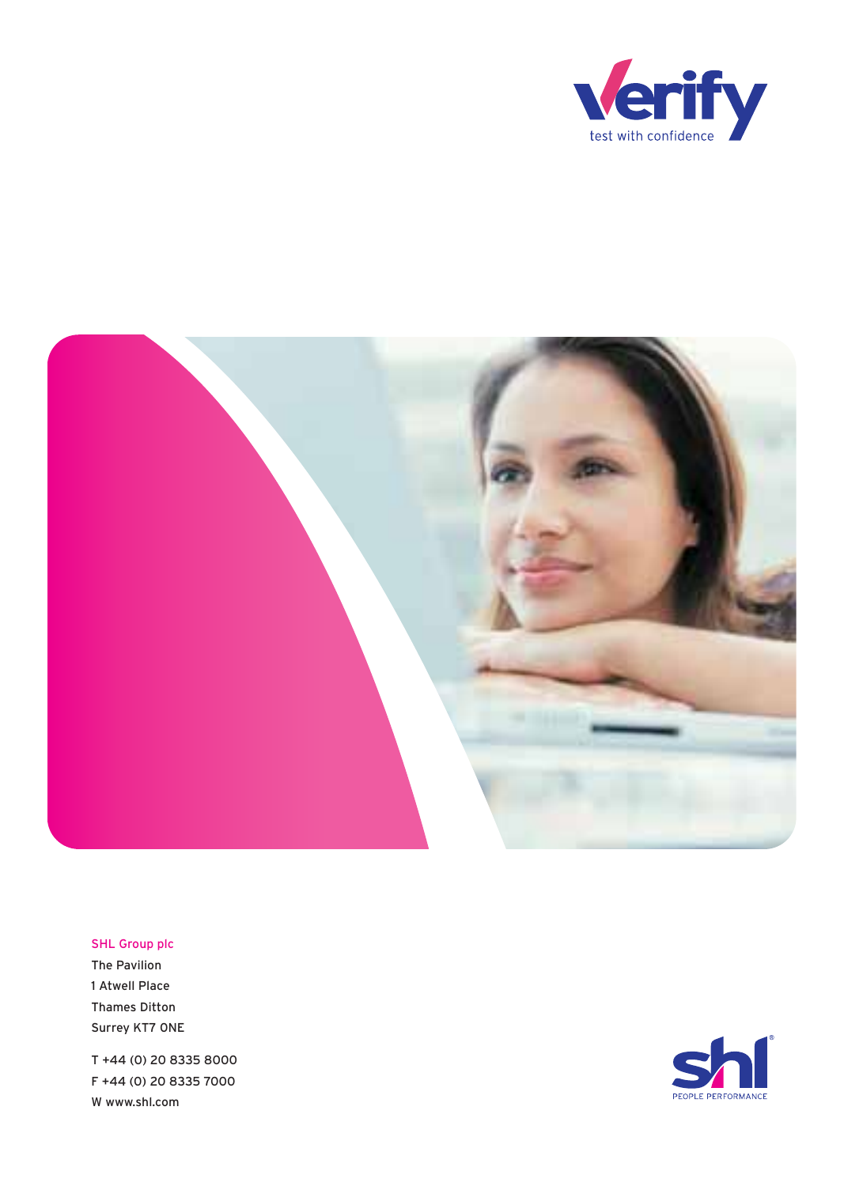verify

test with confidence

SHL Group plc

The Pavilion
1 Atwell Place
Thames Ditton
Surrey KT7 0NE

T +44 (0) 20 8335 8000
F +44 (0) 20 8335 7000
W www.shl.com

shl

PEOPLE PERFORMANCE